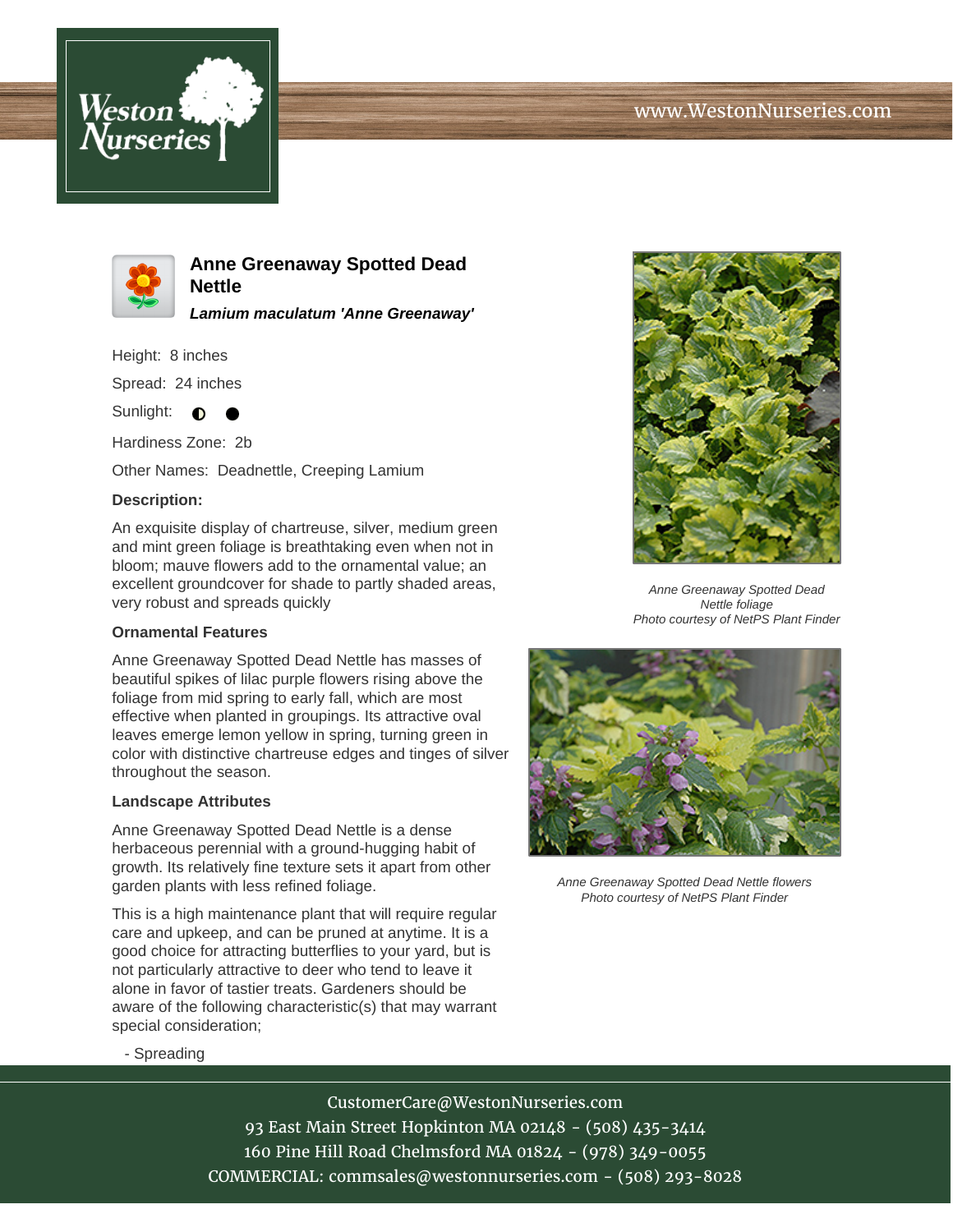Weston Nurseries

www.WestonNurseries.com

# Anne Greenaway Spotted Dead Nettle

***Lamium maculatum 'Anne Greenaway'***

Height: 8 inches

Spread: 24 inches

Sunlight: ◐ ●

Hardiness Zone: 2b

Other Names: Deadnettle, Creeping Lamium

**Description:**

An exquisite display of chartreuse, silver, medium green and mint green foliage is breathtaking even when not in bloom; mauve flowers add to the ornamental value; an excellent groundcover for shade to partly shaded areas, very robust and spreads quickly

### Ornamental Features

Anne Greenaway Spotted Dead Nettle has masses of beautiful spikes of lilac purple flowers rising above the foliage from mid spring to early fall, which are most effective when planted in groupings. Its attractive oval leaves emerge lemon yellow in spring, turning green in color with distinctive chartreuse edges and tinges of silver throughout the season.

### Landscape Attributes

Anne Greenaway Spotted Dead Nettle is a dense herbaceous perennial with a ground-hugging habit of growth. Its relatively fine texture sets it apart from other garden plants with less refined foliage.

This is a high maintenance plant that will require regular care and upkeep, and can be pruned at anytime. It is a good choice for attracting butterflies to your yard, but is not particularly attractive to deer who tend to leave it alone in favor of tastier treats. Gardeners should be aware of the following characteristic(s) that may warrant special consideration;

- Spreading

*Anne Greenaway Spotted Dead Nettle foliage*
*Photo courtesy of NetPS Plant Finder*

*Anne Greenaway Spotted Dead Nettle flowers*
*Photo courtesy of NetPS Plant Finder*

CustomerCare@WestonNurseries.com
93 East Main Street Hopkinton MA 02148 - (508) 435-3414
160 Pine Hill Road Chelmsford MA 01824 - (978) 349-0055
COMMERCIAL: commsales@westonnurseries.com - (508) 293-8028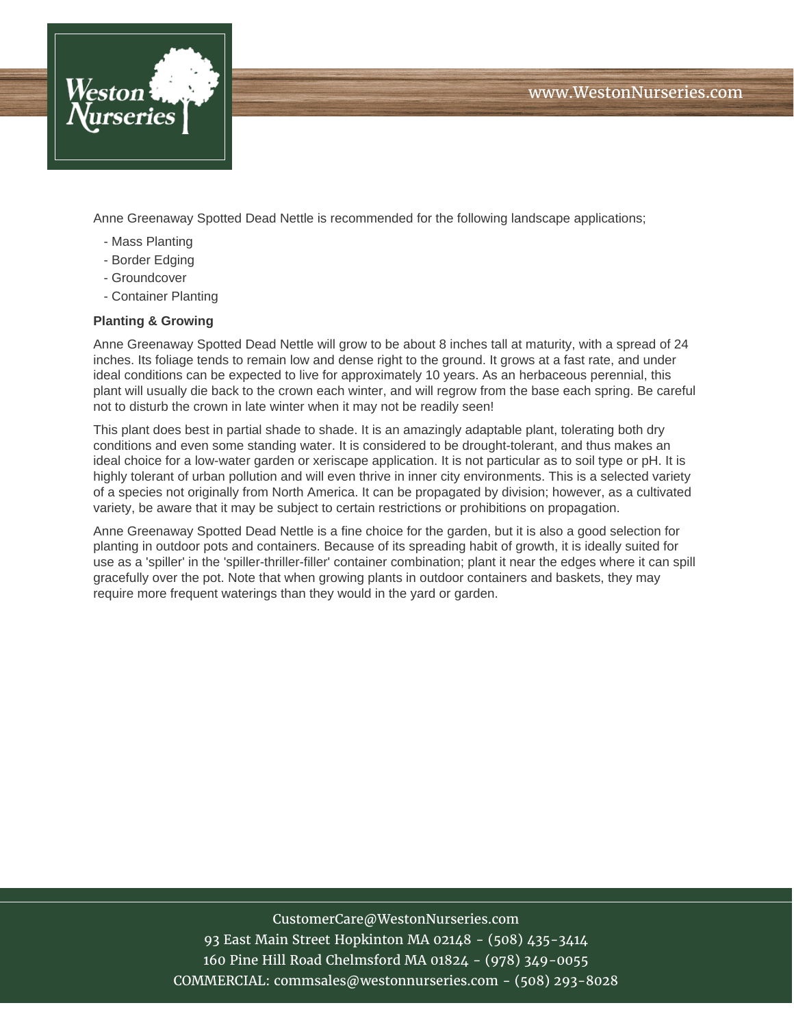Anne Greenaway Spotted Dead Nettle is recommended for the following landscape applications;

- Mass Planting
- Border Edging
- Groundcover
- Container Planting

**Planting & Growing**

Anne Greenaway Spotted Dead Nettle will grow to be about 8 inches tall at maturity, with a spread of 24 inches. Its foliage tends to remain low and dense right to the ground. It grows at a fast rate, and under ideal conditions can be expected to live for approximately 10 years. As an herbaceous perennial, this plant will usually die back to the crown each winter, and will regrow from the base each spring. Be careful not to disturb the crown in late winter when it may not be readily seen!

This plant does best in partial shade to shade. It is an amazingly adaptable plant, tolerating both dry conditions and even some standing water. It is considered to be drought-tolerant, and thus makes an ideal choice for a low-water garden or xeriscape application. It is not particular as to soil type or pH. It is highly tolerant of urban pollution and will even thrive in inner city environments. This is a selected variety of a species not originally from North America. It can be propagated by division; however, as a cultivated variety, be aware that it may be subject to certain restrictions or prohibitions on propagation.

Anne Greenaway Spotted Dead Nettle is a fine choice for the garden, but it is also a good selection for planting in outdoor pots and containers. Because of its spreading habit of growth, it is ideally suited for use as a 'spiller' in the 'spiller-thriller-filler' container combination; plant it near the edges where it can spill gracefully over the pot. Note that when growing plants in outdoor containers and baskets, they may require more frequent waterings than they would in the yard or garden.